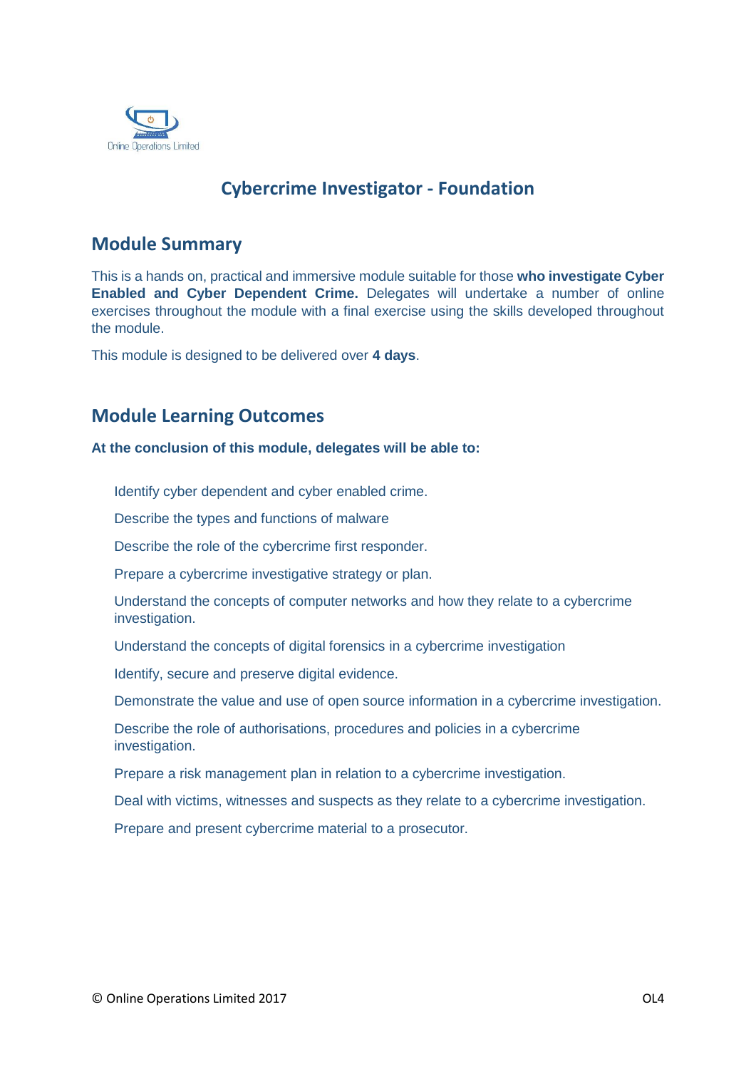Online Operations Limited

# Cybercrime Investigator - Foundation

## Module Summary

This is a hands on, practical and immersive module suitable for those **who investigate Cyber Enabled and Cyber Dependent Crime.** Delegates will undertake a number of online exercises throughout the module with a final exercise using the skills developed throughout the module.

This module is designed to be delivered over **4 days**.

## Module Learning Outcomes

**At the conclusion of this module, delegates will be able to:**

- Identify cyber dependent and cyber enabled crime.
- Describe the types and functions of malware
- Describe the role of the cybercrime first responder.
- Prepare a cybercrime investigative strategy or plan.
- Understand the concepts of computer networks and how they relate to a cybercrime investigation.
- Understand the concepts of digital forensics in a cybercrime investigation
- Identify, secure and preserve digital evidence.
- Demonstrate the value and use of open source information in a cybercrime investigation.
- Describe the role of authorisations, procedures and policies in a cybercrime investigation.
- Prepare a risk management plan in relation to a cybercrime investigation.
- Deal with victims, witnesses and suspects as they relate to a cybercrime investigation.
- Prepare and present cybercrime material to a prosecutor.

© Online Operations Limited 2017 OL4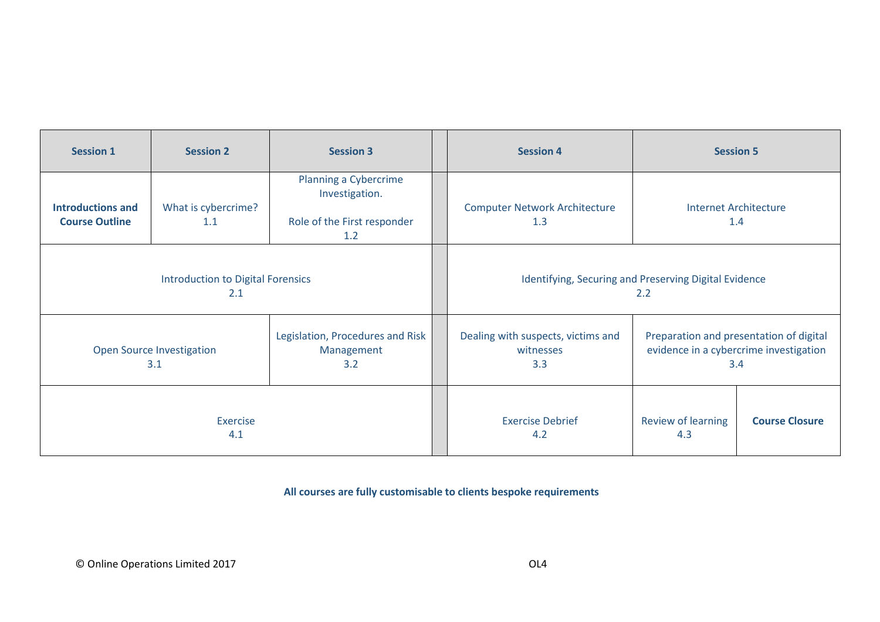| Session 1 | Session 2 | Session 3 | | Session 4 | Session 5 | |
|---|---|---|---|---|---|---|
| **Introductions and Course Outline** | What is cybercrime? 1.1 | Planning a Cybercrime Investigation. Role of the First responder 1.2 | | Computer Network Architecture 1.3 | Internet Architecture 1.4 | |
| Introduction to Digital Forensics 2.1 | | | | Identifying, Securing and Preserving Digital Evidence 2.2 | | |
| Open Source Investigation 3.1 | | Legislation, Procedures and Risk Management 3.2 | | Dealing with suspects, victims and witnesses 3.3 | Preparation and presentation of digital evidence in a cybercrime investigation 3.4 | |
| Exercise 4.1 | | | | Exercise Debrief 4.2 | Review of learning 4.3 | **Course Closure** |

**All courses are fully customisable to clients bespoke requirements**

© Online Operations Limited 2017

OL4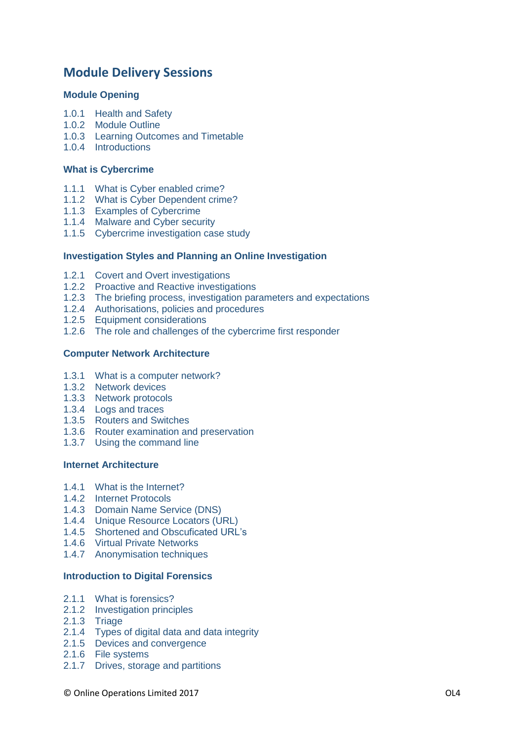# Module Delivery Sessions

### Module Opening

1.0.1 Health and Safety
1.0.2 Module Outline
1.0.3 Learning Outcomes and Timetable
1.0.4 Introductions

### What is Cybercrime

1.1.1 What is Cyber enabled crime?
1.1.2 What is Cyber Dependent crime?
1.1.3 Examples of Cybercrime
1.1.4 Malware and Cyber security
1.1.5 Cybercrime investigation case study

### Investigation Styles and Planning an Online Investigation

1.2.1 Covert and Overt investigations
1.2.2 Proactive and Reactive investigations
1.2.3 The briefing process, investigation parameters and expectations
1.2.4 Authorisations, policies and procedures
1.2.5 Equipment considerations
1.2.6 The role and challenges of the cybercrime first responder

### Computer Network Architecture

1.3.1 What is a computer network?
1.3.2 Network devices
1.3.3 Network protocols
1.3.4 Logs and traces
1.3.5 Routers and Switches
1.3.6 Router examination and preservation
1.3.7 Using the command line

### Internet Architecture

1.4.1 What is the Internet?
1.4.2 Internet Protocols
1.4.3 Domain Name Service (DNS)
1.4.4 Unique Resource Locators (URL)
1.4.5 Shortened and Obscuficated URL's
1.4.6 Virtual Private Networks
1.4.7 Anonymisation techniques

### Introduction to Digital Forensics

2.1.1 What is forensics?
2.1.2 Investigation principles
2.1.3 Triage
2.1.4 Types of digital data and data integrity
2.1.5 Devices and convergence
2.1.6 File systems
2.1.7 Drives, storage and partitions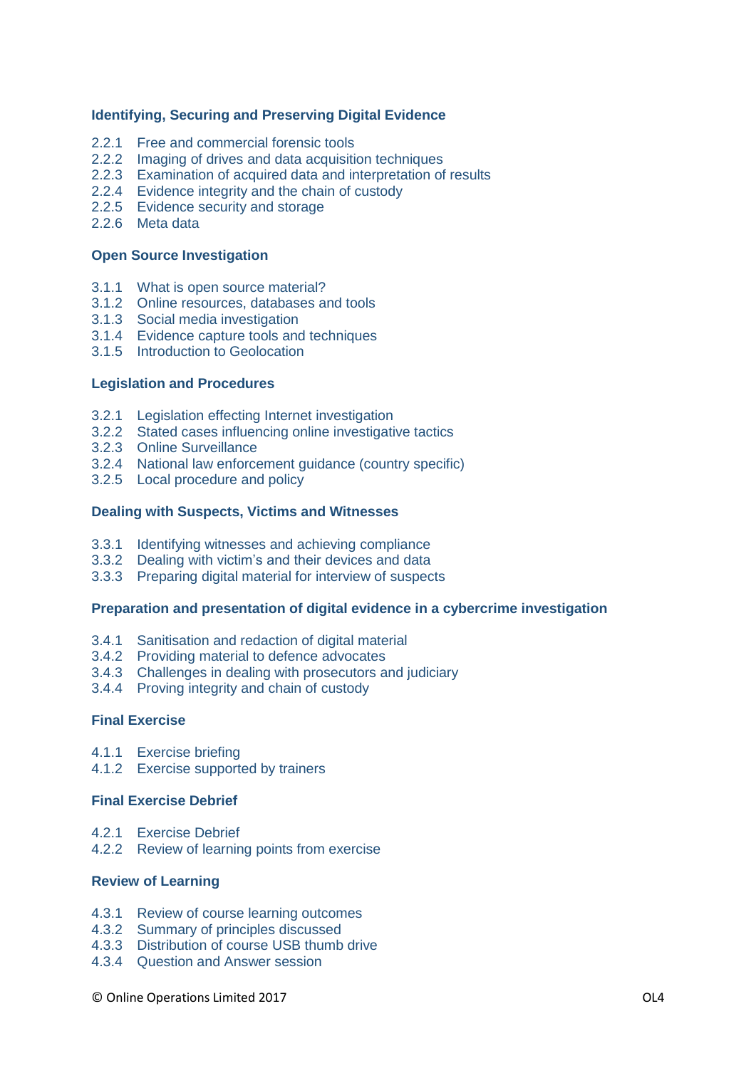### Identifying, Securing and Preserving Digital Evidence

2.2.1 Free and commercial forensic tools
2.2.2 Imaging of drives and data acquisition techniques
2.2.3 Examination of acquired data and interpretation of results
2.2.4 Evidence integrity and the chain of custody
2.2.5 Evidence security and storage
2.2.6 Meta data

### Open Source Investigation

3.1.1 What is open source material?
3.1.2 Online resources, databases and tools
3.1.3 Social media investigation
3.1.4 Evidence capture tools and techniques
3.1.5 Introduction to Geolocation

### Legislation and Procedures

3.2.1 Legislation effecting Internet investigation
3.2.2 Stated cases influencing online investigative tactics
3.2.3 Online Surveillance
3.2.4 National law enforcement guidance (country specific)
3.2.5 Local procedure and policy

### Dealing with Suspects, Victims and Witnesses

3.3.1 Identifying witnesses and achieving compliance
3.3.2 Dealing with victim's and their devices and data
3.3.3 Preparing digital material for interview of suspects

### Preparation and presentation of digital evidence in a cybercrime investigation

3.4.1 Sanitisation and redaction of digital material
3.4.2 Providing material to defence advocates
3.4.3 Challenges in dealing with prosecutors and judiciary
3.4.4 Proving integrity and chain of custody

### Final Exercise

4.1.1 Exercise briefing
4.1.2 Exercise supported by trainers

### Final Exercise Debrief

4.2.1 Exercise Debrief
4.2.2 Review of learning points from exercise

### Review of Learning

4.3.1 Review of course learning outcomes
4.3.2 Summary of principles discussed
4.3.3 Distribution of course USB thumb drive
4.3.4 Question and Answer session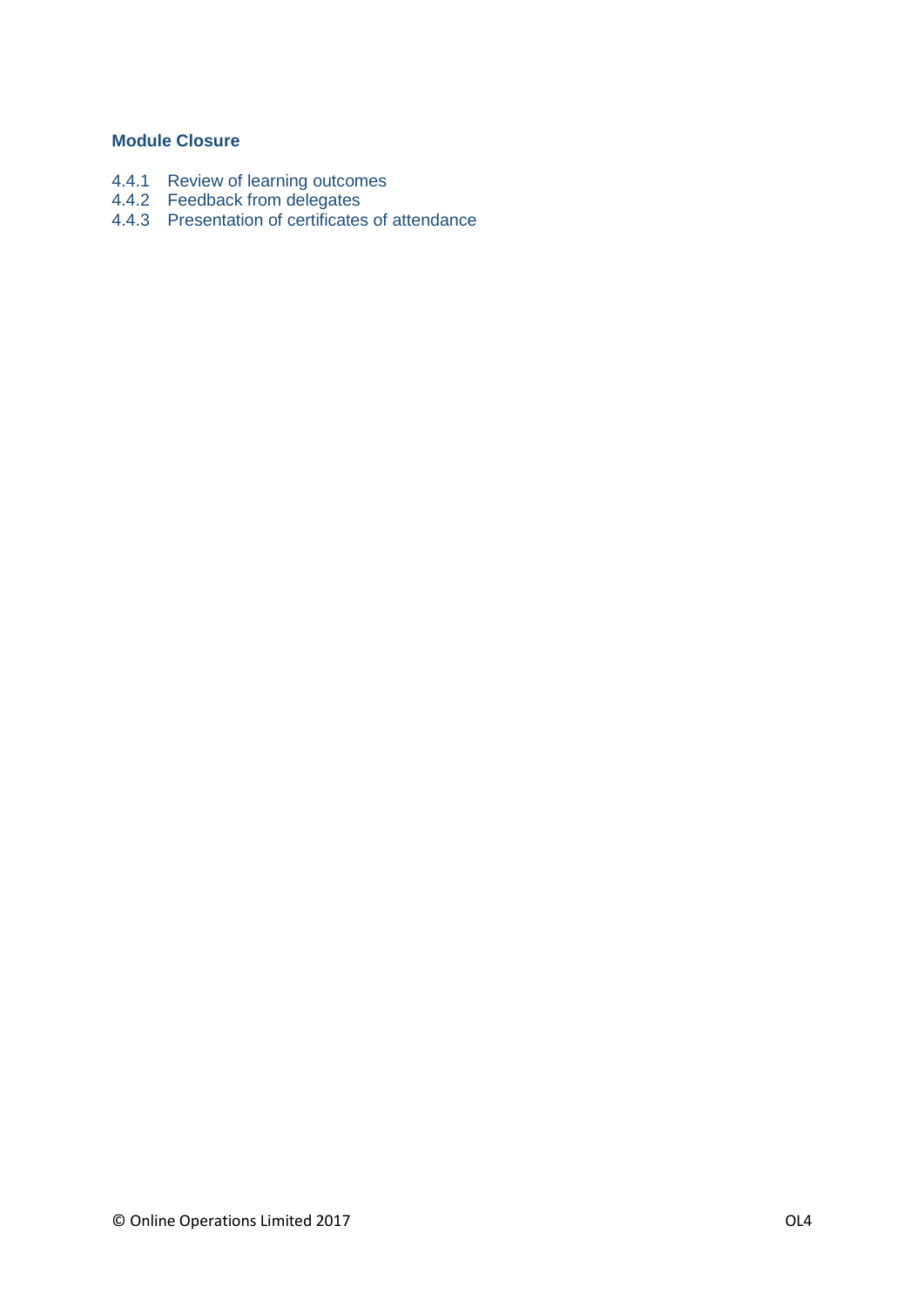### Module Closure

4.4.1 Review of learning outcomes
4.4.2 Feedback from delegates
4.4.3 Presentation of certificates of attendance